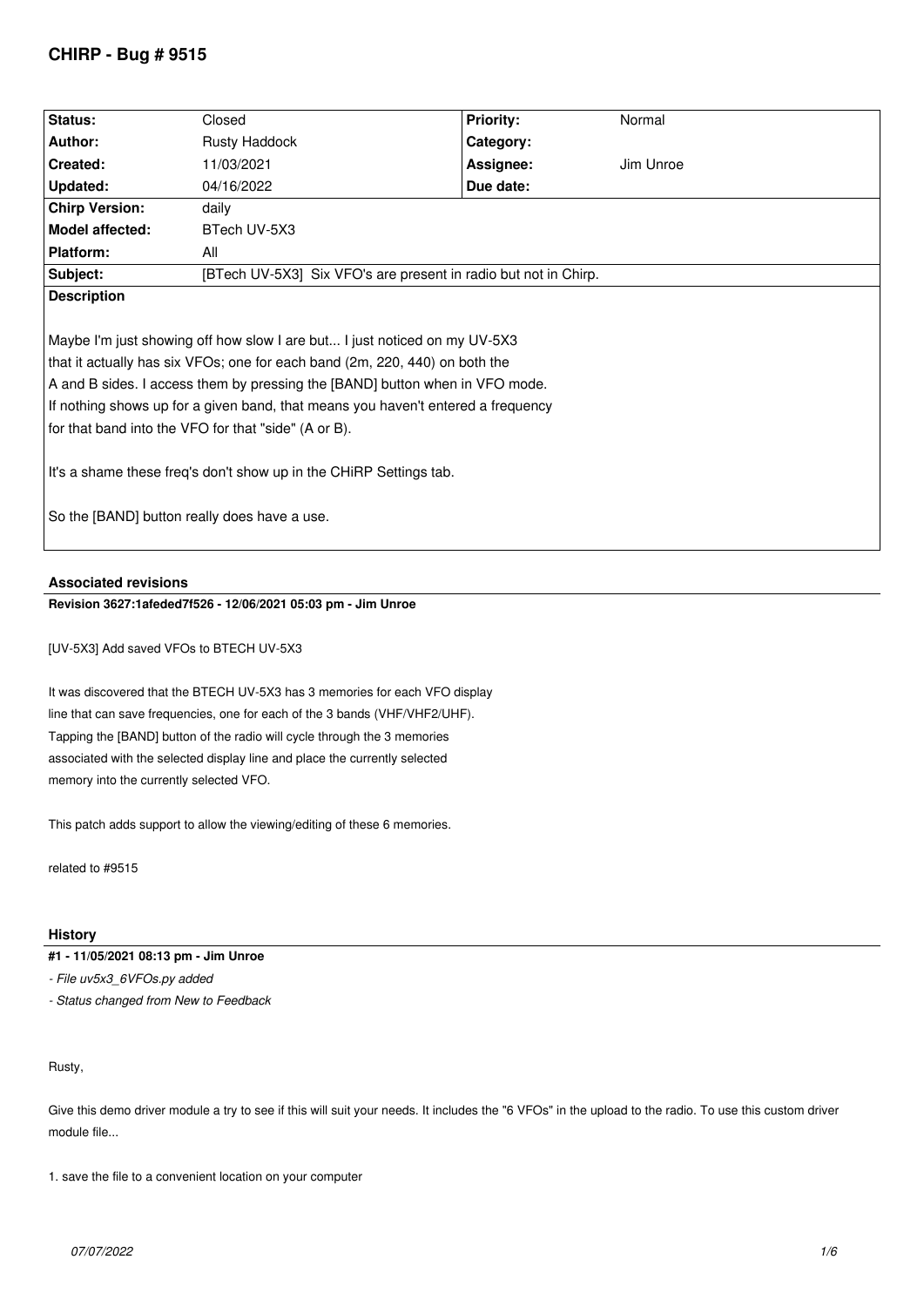# CHIRP - Bug # 9515

| Status: | Closed | Priority: | Normal |
|---|---|---|---|
| Author: | Rusty Haddock | Category: | |
| Created: | 11/03/2021 | Assignee: | Jim Unroe |
| Updated: | 04/16/2022 | Due date: | |
| Chirp Version: | daily | | |
| Model affected: | BTech UV-5X3 | | |
| Platform: | All | | |
| Subject: | [BTech UV-5X3] Six VFO's are present in radio but not in Chirp. | | |

**Description**

Maybe I'm just showing off how slow I are but... I just noticed on my UV-5X3 that it actually has six VFOs; one for each band (2m, 220, 440) on both the A and B sides. I access them by pressing the [BAND] button when in VFO mode. If nothing shows up for a given band, that means you haven't entered a frequency for that band into the VFO for that "side" (A or B).

It's a shame these freq's don't show up in the CHiRP Settings tab.

So the [BAND] button really does have a use.

## Associated revisions

**Revision 3627:1afeded7f526 - 12/06/2021 05:03 pm - Jim Unroe**

[UV-5X3] Add saved VFOs to BTECH UV-5X3

It was discovered that the BTECH UV-5X3 has 3 memories for each VFO display line that can save frequencies, one for each of the 3 bands (VHF/VHF2/UHF). Tapping the [BAND] button of the radio will cycle through the 3 memories associated with the selected display line and place the currently selected memory into the currently selected VFO.

This patch adds support to allow the viewing/editing of these 6 memories.

related to #9515

## History

**#1 - 11/05/2021 08:13 pm - Jim Unroe**

*- File uv5x3_6VFOs.py added*

*- Status changed from New to Feedback*

Rusty,

Give this demo driver module a try to see if this will suit your needs. It includes the "6 VFOs" in the upload to the radio. To use this custom driver module file...

1. save the file to a convenient location on your computer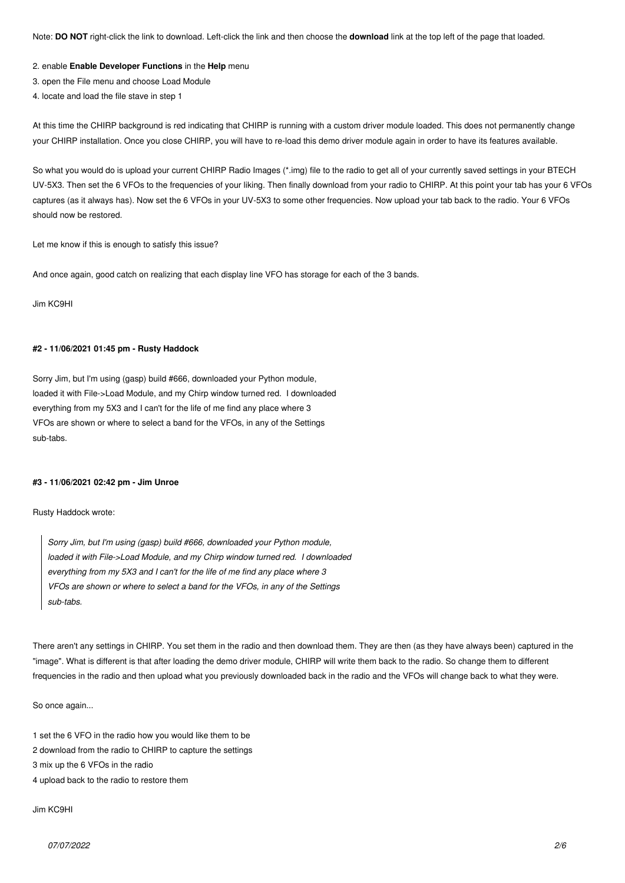Note: **DO NOT** right-click the link to download. Left-click the link and then choose the **download** link at the top left of the page that loaded.

2. enable **Enable Developer Functions** in the **Help** menu
3. open the File menu and choose Load Module
4. locate and load the file stave in step 1

At this time the CHIRP background is red indicating that CHIRP is running with a custom driver module loaded. This does not permanently change your CHIRP installation. Once you close CHIRP, you will have to re-load this demo driver module again in order to have its features available.

So what you would do is upload your current CHIRP Radio Images (*.img) file to the radio to get all of your currently saved settings in your BTECH UV-5X3. Then set the 6 VFOs to the frequencies of your liking. Then finally download from your radio to CHIRP. At this point your tab has your 6 VFOs captures (as it always has). Now set the 6 VFOs in your UV-5X3 to some other frequencies. Now upload your tab back to the radio. Your 6 VFOs should now be restored.

Let me know if this is enough to satisfy this issue?

And once again, good catch on realizing that each display line VFO has storage for each of the 3 bands.

Jim KC9HI

#### #2 - 11/06/2021 01:45 pm - Rusty Haddock

Sorry Jim, but I'm using (gasp) build #666, downloaded your Python module, loaded it with File->Load Module, and my Chirp window turned red. I downloaded everything from my 5X3 and I can't for the life of me find any place where 3 VFOs are shown or where to select a band for the VFOs, in any of the Settings sub-tabs.

#### #3 - 11/06/2021 02:42 pm - Jim Unroe

Rusty Haddock wrote:

> *Sorry Jim, but I'm using (gasp) build #666, downloaded your Python module, loaded it with File->Load Module, and my Chirp window turned red. I downloaded everything from my 5X3 and I can't for the life of me find any place where 3 VFOs are shown or where to select a band for the VFOs, in any of the Settings sub-tabs.*

There aren't any settings in CHIRP. You set them in the radio and then download them. They are then (as they have always been) captured in the "image". What is different is that after loading the demo driver module, CHIRP will write them back to the radio. So change them to different frequencies in the radio and then upload what you previously downloaded back in the radio and the VFOs will change back to what they were.

So once again...

1 set the 6 VFO in the radio how you would like them to be
2 download from the radio to CHIRP to capture the settings
3 mix up the 6 VFOs in the radio
4 upload back to the radio to restore them

Jim KC9HI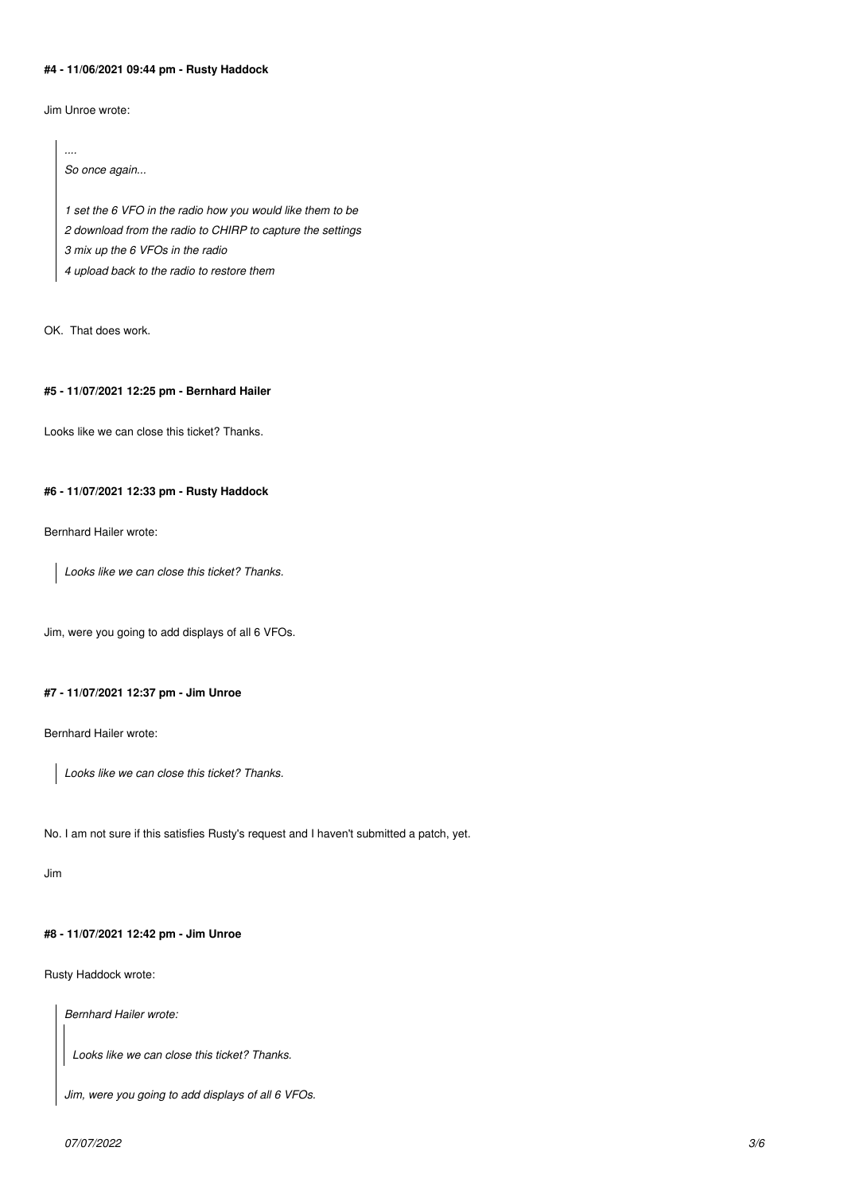#### #4 - 11/06/2021 09:44 pm - Rusty Haddock

Jim Unroe wrote:

> *....*
>
> *So once again...*
>
> *1 set the 6 VFO in the radio how you would like them to be*
> *2 download from the radio to CHIRP to capture the settings*
> *3 mix up the 6 VFOs in the radio*
> *4 upload back to the radio to restore them*

OK. That does work.

#### #5 - 11/07/2021 12:25 pm - Bernhard Hailer

Looks like we can close this ticket? Thanks.

#### #6 - 11/07/2021 12:33 pm - Rusty Haddock

Bernhard Hailer wrote:

> *Looks like we can close this ticket? Thanks.*

Jim, were you going to add displays of all 6 VFOs.

#### #7 - 11/07/2021 12:37 pm - Jim Unroe

Bernhard Hailer wrote:

> *Looks like we can close this ticket? Thanks.*

No. I am not sure if this satisfies Rusty's request and I haven't submitted a patch, yet.

Jim

#### #8 - 11/07/2021 12:42 pm - Jim Unroe

Rusty Haddock wrote:

> *Bernhard Hailer wrote:*
>
> > *Looks like we can close this ticket? Thanks.*
>
> *Jim, were you going to add displays of all 6 VFOs.*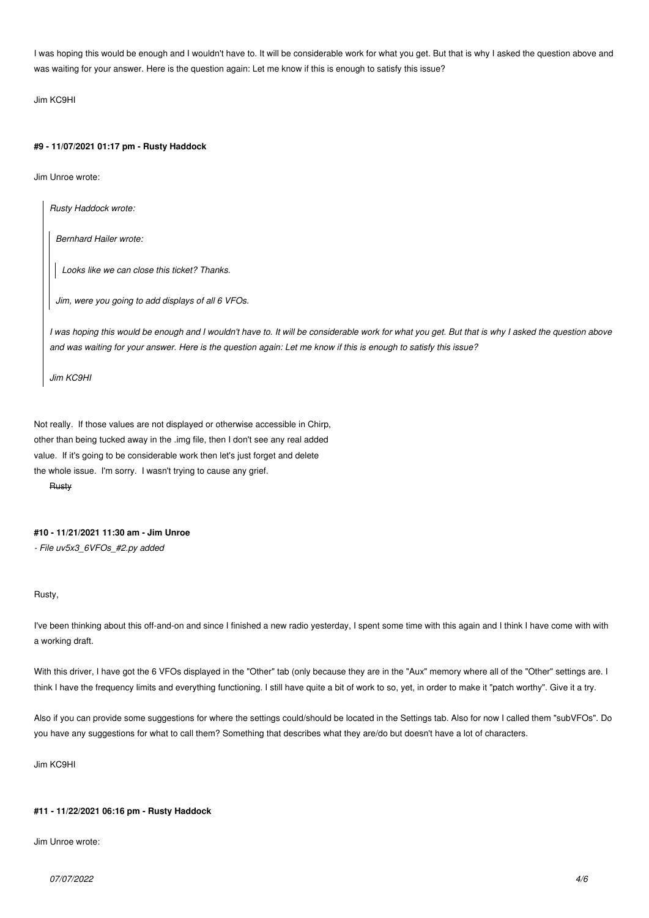I was hoping this would be enough and I wouldn't have to. It will be considerable work for what you get. But that is why I asked the question above and was waiting for your answer. Here is the question again: Let me know if this is enough to satisfy this issue?

Jim KC9HI

#### #9 - 11/07/2021 01:17 pm - Rusty Haddock

Jim Unroe wrote:

> *Rusty Haddock wrote:*
>
> > *Bernhard Hailer wrote:*
> >
> > > *Looks like we can close this ticket? Thanks.*
> >
> > *Jim, were you going to add displays of all 6 VFOs.*
>
> *I was hoping this would be enough and I wouldn't have to. It will be considerable work for what you get. But that is why I asked the question above and was waiting for your answer. Here is the question again: Let me know if this is enough to satisfy this issue?*
>
> *Jim KC9HI*

Not really. If those values are not displayed or otherwise accessible in Chirp, other than being tucked away in the .img file, then I don't see any real added value. If it's going to be considerable work then let's just forget and delete the whole issue. I'm sorry. I wasn't trying to cause any grief.

~~Rusty~~

#### #10 - 11/21/2021 11:30 am - Jim Unroe

*- File uv5x3_6VFOs_#2.py added*

Rusty,

I've been thinking about this off-and-on and since I finished a new radio yesterday, I spent some time with this again and I think I have come with with a working draft.

With this driver, I have got the 6 VFOs displayed in the "Other" tab (only because they are in the "Aux" memory where all of the "Other" settings are. I think I have the frequency limits and everything functioning. I still have quite a bit of work to so, yet, in order to make it "patch worthy". Give it a try.

Also if you can provide some suggestions for where the settings could/should be located in the Settings tab. Also for now I called them "subVFOs". Do you have any suggestions for what to call them? Something that describes what they are/do but doesn't have a lot of characters.

Jim KC9HI

#### #11 - 11/22/2021 06:16 pm - Rusty Haddock

Jim Unroe wrote: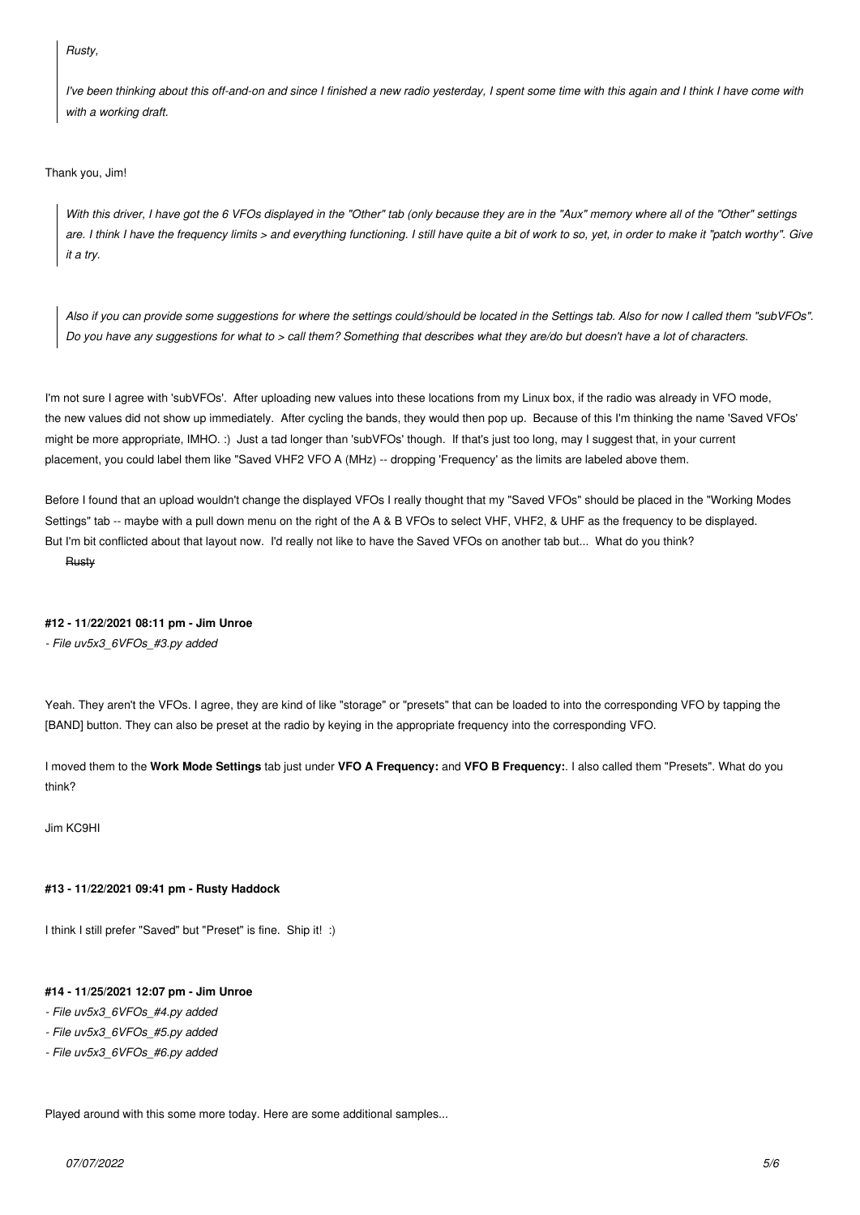> *Rusty,*
>
> *I've been thinking about this off-and-on and since I finished a new radio yesterday, I spent some time with this again and I think I have come with with a working draft.*

Thank you, Jim!

> *With this driver, I have got the 6 VFOs displayed in the "Other" tab (only because they are in the "Aux" memory where all of the "Other" settings are. I think I have the frequency limits > and everything functioning. I still have quite a bit of work to so, yet, in order to make it "patch worthy". Give it a try.*

> *Also if you can provide some suggestions for where the settings could/should be located in the Settings tab. Also for now I called them "subVFOs". Do you have any suggestions for what to > call them? Something that describes what they are/do but doesn't have a lot of characters.*

I'm not sure I agree with 'subVFOs'. After uploading new values into these locations from my Linux box, if the radio was already in VFO mode, the new values did not show up immediately. After cycling the bands, they would then pop up. Because of this I'm thinking the name 'Saved VFOs' might be more appropriate, IMHO. :) Just a tad longer than 'subVFOs' though. If that's just too long, may I suggest that, in your current placement, you could label them like "Saved VHF2 VFO A (MHz) -- dropping 'Frequency' as the limits are labeled above them.

Before I found that an upload wouldn't change the displayed VFOs I really thought that my "Saved VFOs" should be placed in the "Working Modes Settings" tab -- maybe with a pull down menu on the right of the A & B VFOs to select VHF, VHF2, & UHF as the frequency to be displayed. But I'm bit conflicted about that layout now. I'd really not like to have the Saved VFOs on another tab but... What do you think?

~~Rusty~~

**#12 - 11/22/2021 08:11 pm - Jim Unroe**

*- File uv5x3_6VFOs_#3.py added*

Yeah. They aren't the VFOs. I agree, they are kind of like "storage" or "presets" that can be loaded to into the corresponding VFO by tapping the [BAND] button. They can also be preset at the radio by keying in the appropriate frequency into the corresponding VFO.

I moved them to the **Work Mode Settings** tab just under **VFO A Frequency:** and **VFO B Frequency:**. I also called them "Presets". What do you think?

Jim KC9HI

**#13 - 11/22/2021 09:41 pm - Rusty Haddock**

I think I still prefer "Saved" but "Preset" is fine. Ship it! :)

**#14 - 11/25/2021 12:07 pm - Jim Unroe**

*- File uv5x3_6VFOs_#4.py added*
*- File uv5x3_6VFOs_#5.py added*
*- File uv5x3_6VFOs_#6.py added*

Played around with this some more today. Here are some additional samples...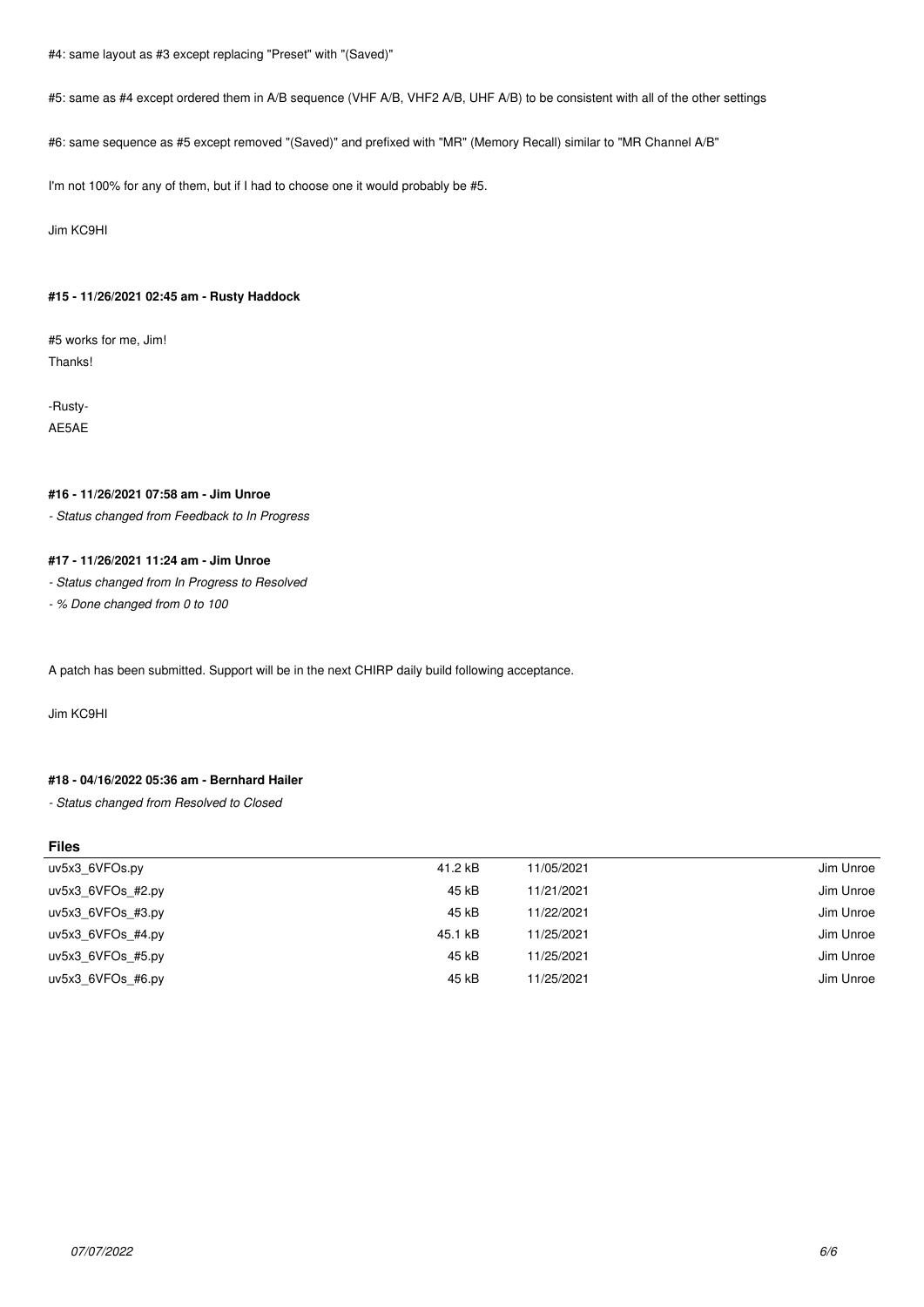#4: same layout as #3 except replacing "Preset" with "(Saved)"

#5: same as #4 except ordered them in A/B sequence (VHF A/B, VHF2 A/B, UHF A/B) to be consistent with all of the other settings

#6: same sequence as #5 except removed "(Saved)" and prefixed with "MR" (Memory Recall) similar to "MR Channel A/B"

I'm not 100% for any of them, but if I had to choose one it would probably be #5.

Jim KC9HI

#### #15 - 11/26/2021 02:45 am - Rusty Haddock

#5 works for me, Jim!
Thanks!

-Rusty-
AE5AE

#### #16 - 11/26/2021 07:58 am - Jim Unroe

*- Status changed from Feedback to In Progress*

#### #17 - 11/26/2021 11:24 am - Jim Unroe

*- Status changed from In Progress to Resolved*

*- % Done changed from 0 to 100*

A patch has been submitted. Support will be in the next CHIRP daily build following acceptance.

Jim KC9HI

#### #18 - 04/16/2022 05:36 am - Bernhard Hailer

*- Status changed from Resolved to Closed*

### Files

| | | | |
|---|---|---|---|
| uv5x3_6VFOs.py | 41.2 kB | 11/05/2021 | Jim Unroe |
| uv5x3_6VFOs_#2.py | 45 kB | 11/21/2021 | Jim Unroe |
| uv5x3_6VFOs_#3.py | 45 kB | 11/22/2021 | Jim Unroe |
| uv5x3_6VFOs_#4.py | 45.1 kB | 11/25/2021 | Jim Unroe |
| uv5x3_6VFOs_#5.py | 45 kB | 11/25/2021 | Jim Unroe |
| uv5x3_6VFOs_#6.py | 45 kB | 11/25/2021 | Jim Unroe |